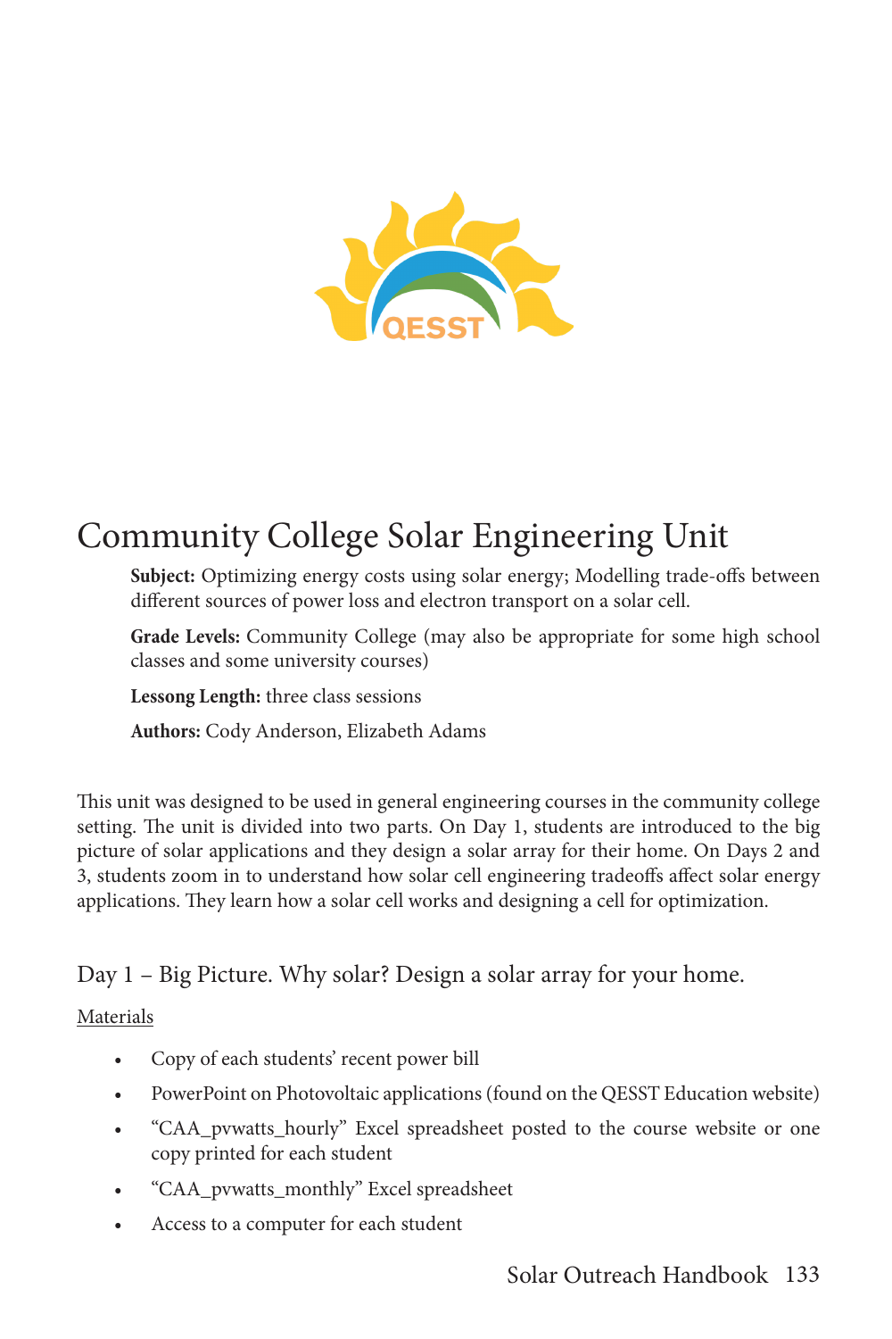# Community College Solar Engineering Unit

**Subject:** Optimizing energy costs using solar energy; Modelling trade-offs between different sources of power loss and electron transport on a solar cell.

**Grade Levels:** Community College (may also be appropriate for some high school classes and some university courses)

**Lessong Length:** three class sessions

**Authors:** Cody Anderson, Elizabeth Adams

This unit was designed to be used in general engineering courses in the community college setting. The unit is divided into two parts. On Day 1, students are introduced to the big picture of solar applications and they design a solar array for their home. On Days 2 and 3, students zoom in to understand how solar cell engineering tradeoffs affect solar energy applications. They learn how a solar cell works and designing a cell for optimization.

## Day 1 – Big Picture. Why solar? Design a solar array for your home.

<u>Materials</u>

- Copy of each students' recent power bill
- PowerPoint on Photovoltaic applications (found on the QESST Education website)
- "CAA_pvwatts_hourly" Excel spreadsheet posted to the course website or one copy printed for each student
- "CAA_pvwatts_monthly" Excel spreadsheet
- Access to a computer for each student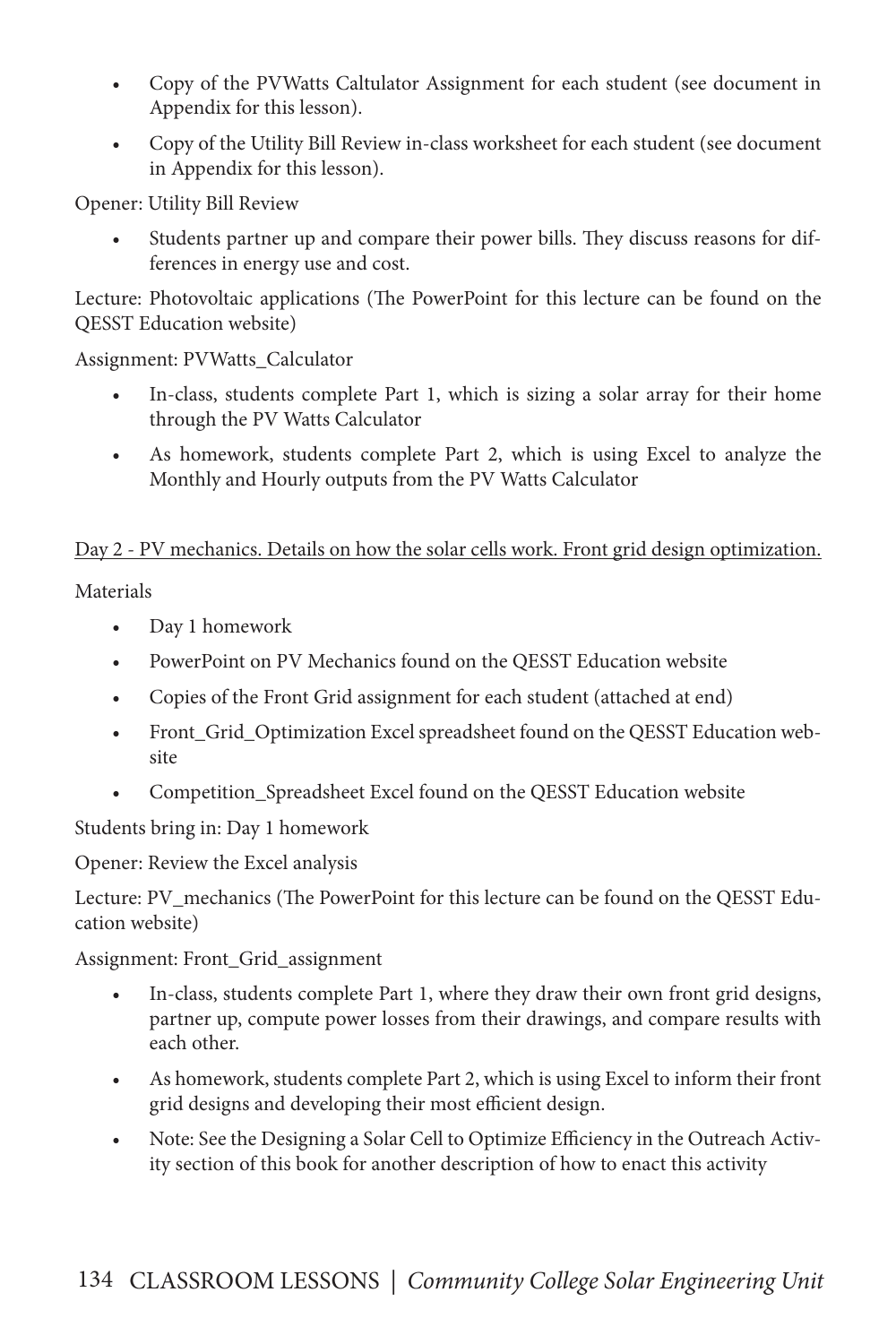- Copy of the PVWatts Caltulator Assignment for each student (see document in Appendix for this lesson).
- Copy of the Utility Bill Review in-class worksheet for each student (see document in Appendix for this lesson).

Opener: Utility Bill Review

- Students partner up and compare their power bills. They discuss reasons for differences in energy use and cost.

Lecture: Photovoltaic applications (The PowerPoint for this lecture can be found on the QESST Education website)

Assignment: PVWatts_Calculator

- In-class, students complete Part 1, which is sizing a solar array for their home through the PV Watts Calculator
- As homework, students complete Part 2, which is using Excel to analyze the Monthly and Hourly outputs from the PV Watts Calculator

<u>Day 2 - PV mechanics. Details on how the solar cells work. Front grid design optimization.</u>

Materials

- Day 1 homework
- PowerPoint on PV Mechanics found on the QESST Education website
- Copies of the Front Grid assignment for each student (attached at end)
- Front_Grid_Optimization Excel spreadsheet found on the QESST Education website
- Competition_Spreadsheet Excel found on the QESST Education website

Students bring in: Day 1 homework

Opener: Review the Excel analysis

Lecture: PV_mechanics (The PowerPoint for this lecture can be found on the QESST Education website)

Assignment: Front_Grid_assignment

- In-class, students complete Part 1, where they draw their own front grid designs, partner up, compute power losses from their drawings, and compare results with each other.
- As homework, students complete Part 2, which is using Excel to inform their front grid designs and developing their most efficient design.
- Note: See the Designing a Solar Cell to Optimize Efficiency in the Outreach Activity section of this book for another description of how to enact this activity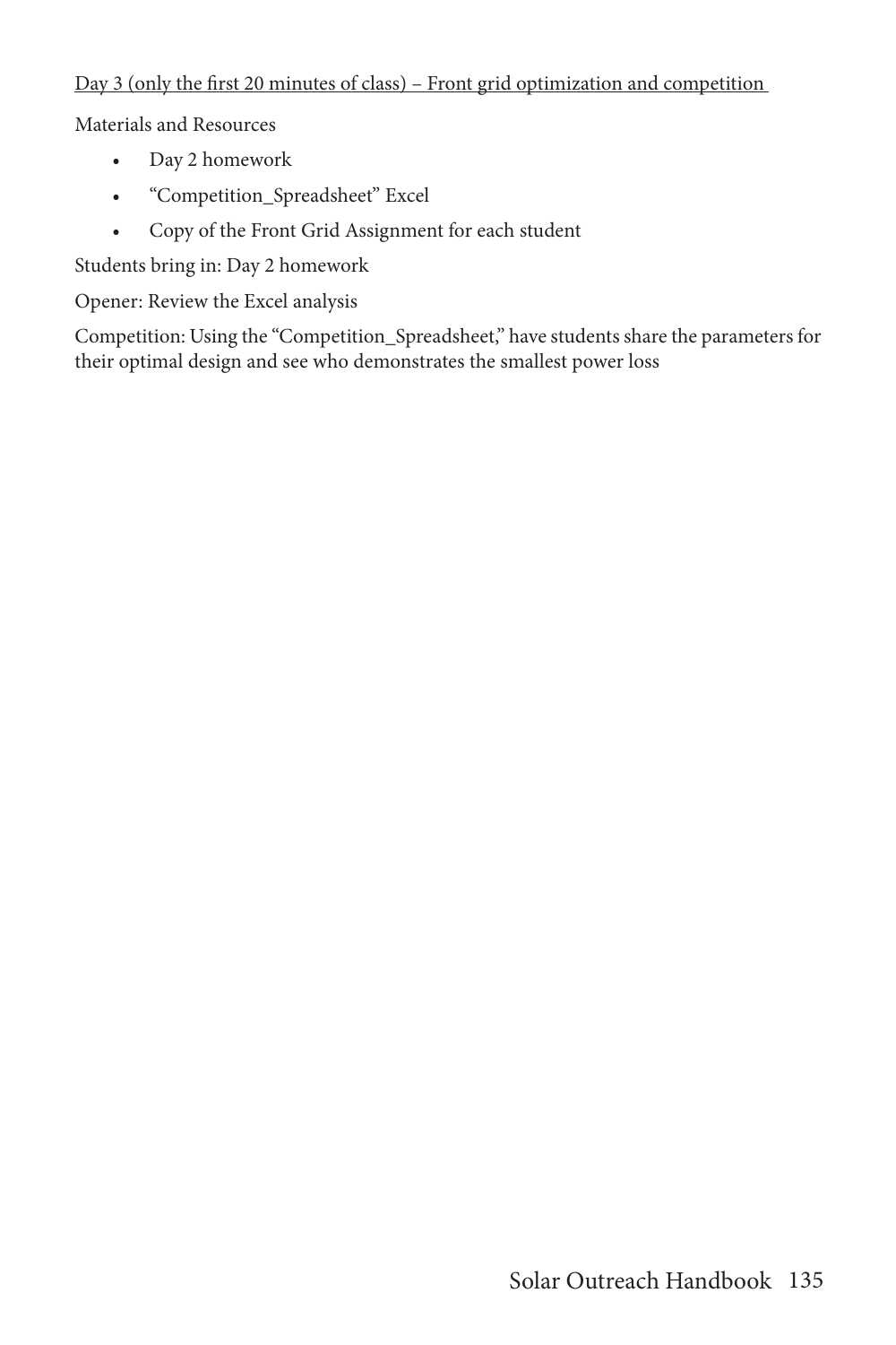Day 3 (only the first 20 minutes of class) – Front grid optimization and competition

Materials and Resources

- Day 2 homework
- "Competition_Spreadsheet" Excel
- Copy of the Front Grid Assignment for each student

Students bring in: Day 2 homework

Opener: Review the Excel analysis

Competition: Using the "Competition_Spreadsheet," have students share the parameters for their optimal design and see who demonstrates the smallest power loss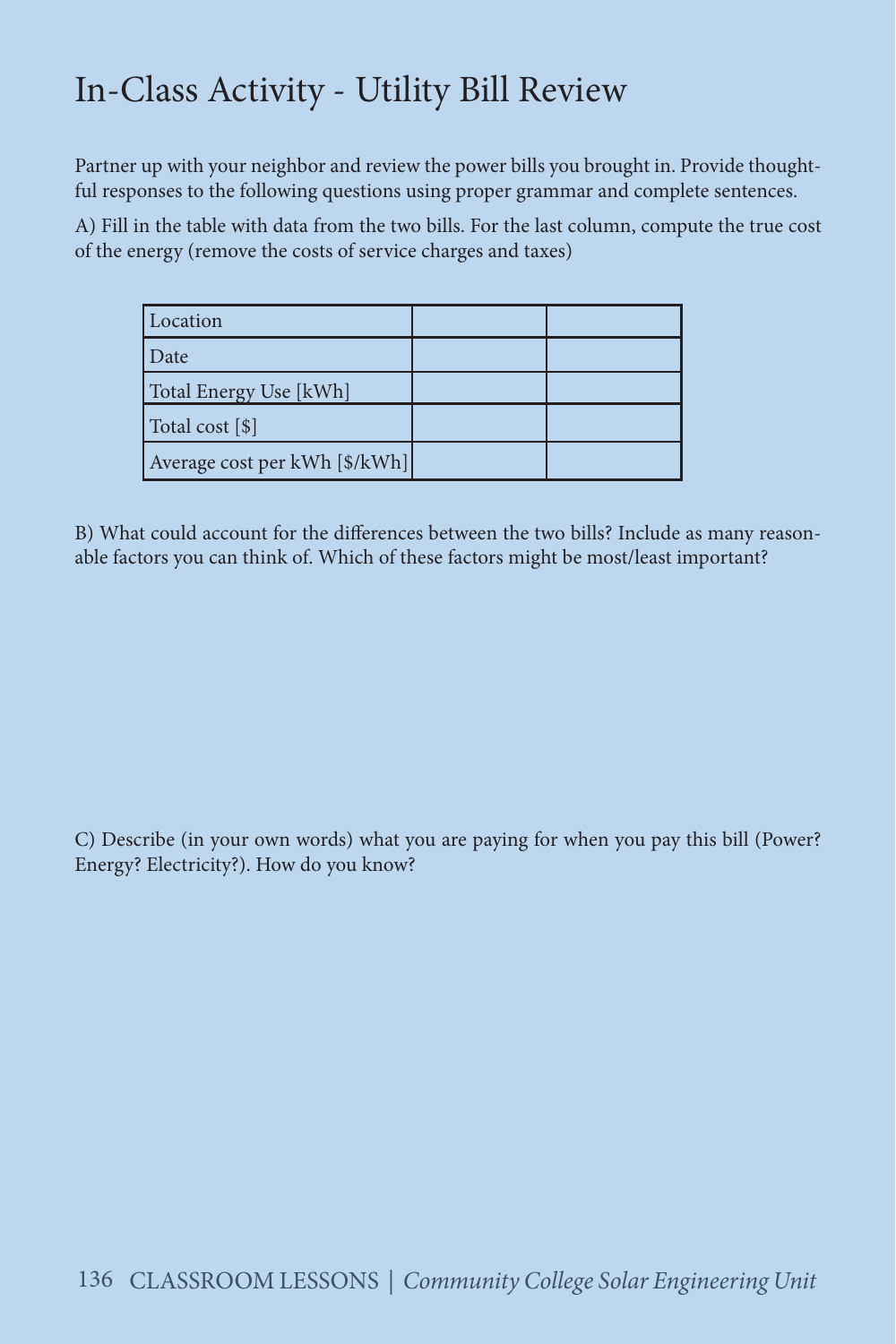# In-Class Activity - Utility Bill Review

Partner up with your neighbor and review the power bills you brought in. Provide thoughtful responses to the following questions using proper grammar and complete sentences.

A) Fill in the table with data from the two bills. For the last column, compute the true cost of the energy (remove the costs of service charges and taxes)

| Location | | |
|---|---|---|
| Date | | |
| Total Energy Use [kWh] | | |
| Total cost [$] | | |
| Average cost per kWh [$/kWh] | | |

B) What could account for the differences between the two bills? Include as many reasonable factors you can think of. Which of these factors might be most/least important?

C) Describe (in your own words) what you are paying for when you pay this bill (Power? Energy? Electricity?). How do you know?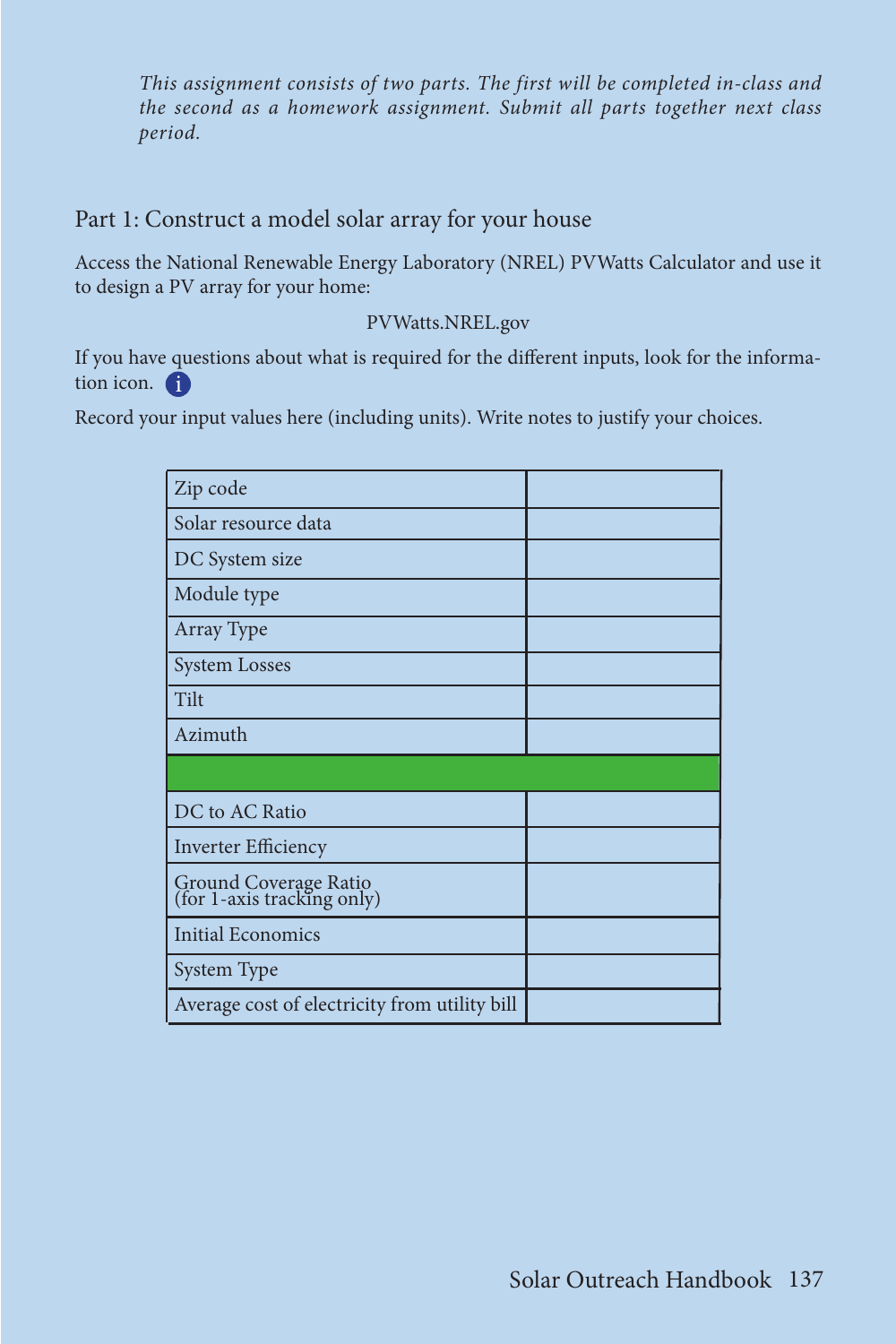*This assignment consists of two parts. The first will be completed in-class and the second as a homework assignment. Submit all parts together next class period.*

## Part 1: Construct a model solar array for your house

Access the National Renewable Energy Laboratory (NREL) PVWatts Calculator and use it to design a PV array for your home:

PVWatts.NREL.gov

If you have questions about what is required for the different inputs, look for the information icon.

Record your input values here (including units). Write notes to justify your choices.

| | |
|---|---|
| Zip code | |
| Solar resource data | |
| DC System size | |
| Module type | |
| Array Type | |
| System Losses | |
| Tilt | |
| Azimuth | |
| | |
| DC to AC Ratio | |
| Inverter Efficiency | |
| Ground Coverage Ratio (for 1-axis tracking only) | |
| Initial Economics | |
| System Type | |
| Average cost of electricity from utility bill | |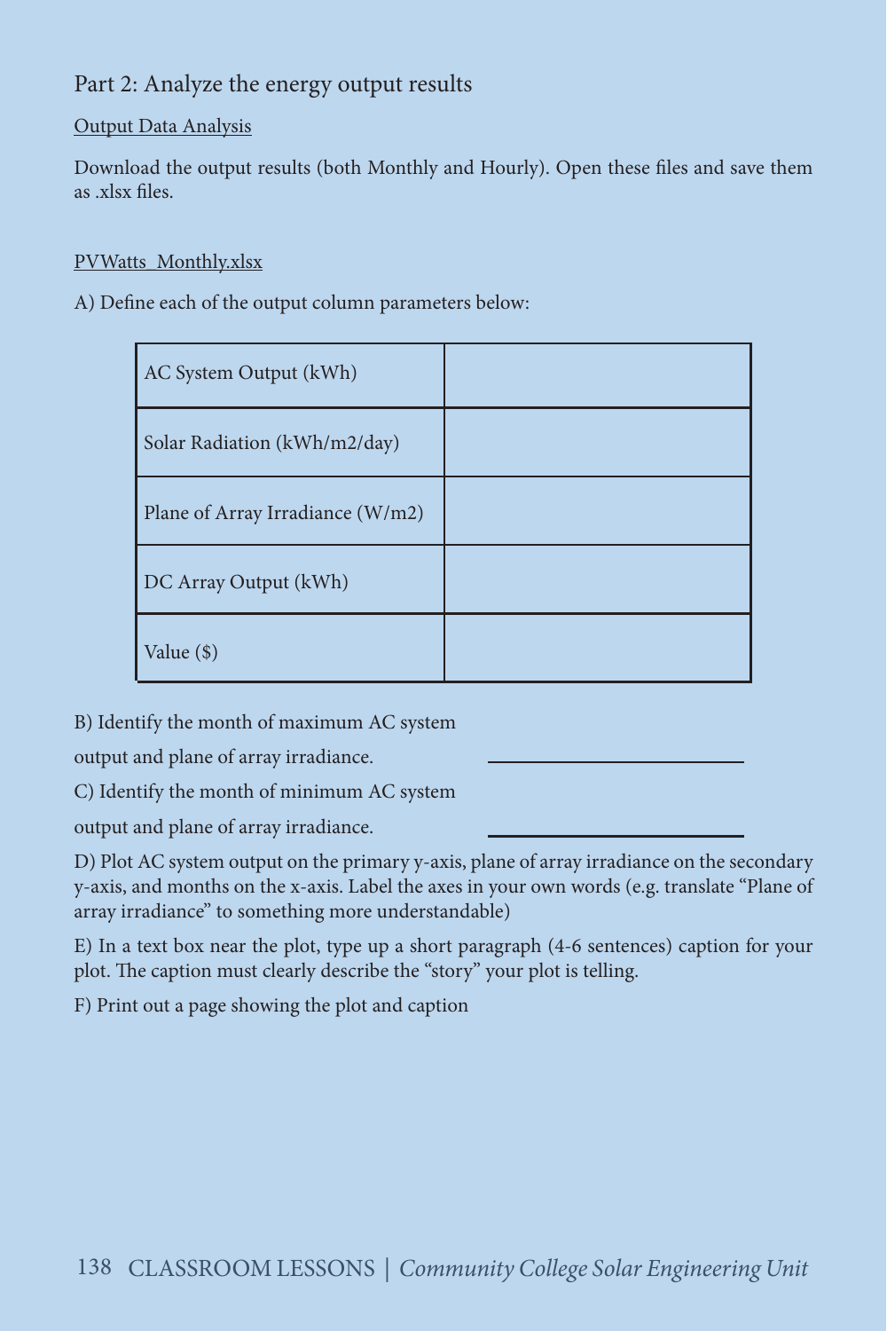## Part 2: Analyze the energy output results

Output Data Analysis

Download the output results (both Monthly and Hourly). Open these files and save them as .xlsx files.

PVWatts_Monthly.xlsx

A) Define each of the output column parameters below:

| | |
|---|---|
| AC System Output (kWh) | |
| Solar Radiation (kWh/m2/day) | |
| Plane of Array Irradiance (W/m2) | |
| DC Array Output (kWh) | |
| Value ($) | |

B) Identify the month of maximum AC system output and plane of array irradiance. ______________________

C) Identify the month of minimum AC system output and plane of array irradiance. ______________________

D) Plot AC system output on the primary y-axis, plane of array irradiance on the secondary y-axis, and months on the x-axis. Label the axes in your own words (e.g. translate "Plane of array irradiance" to something more understandable)

E) In a text box near the plot, type up a short paragraph (4-6 sentences) caption for your plot. The caption must clearly describe the "story" your plot is telling.

F) Print out a page showing the plot and caption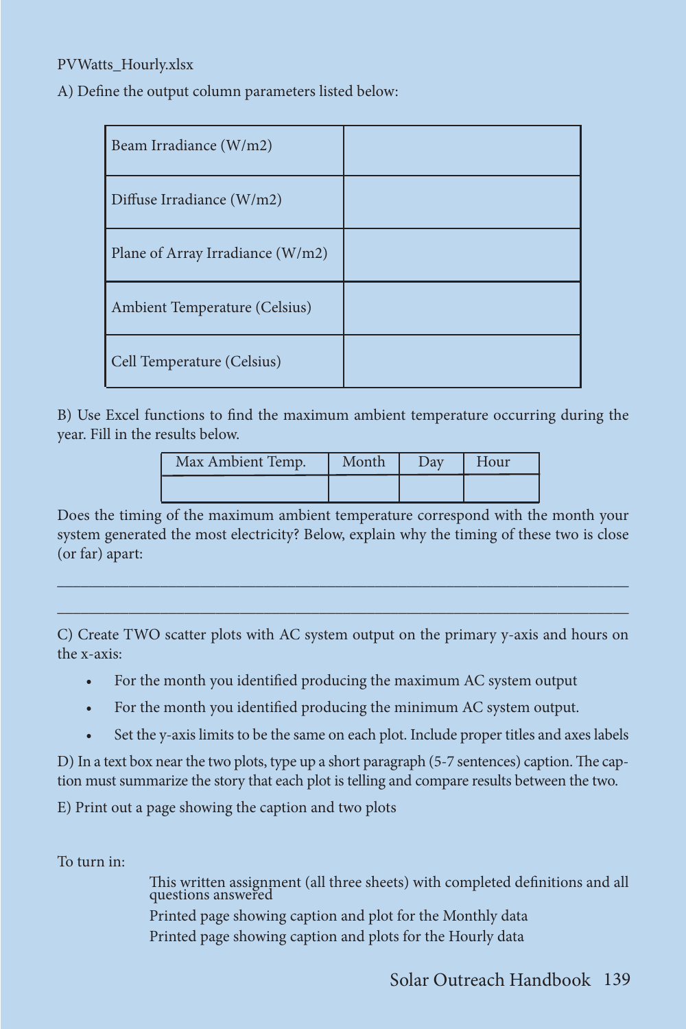PVWatts_Hourly.xlsx

A) Define the output column parameters listed below:

| Beam Irradiance (W/m2) | |
|---|---|
| Diffuse Irradiance (W/m2) | |
| Plane of Array Irradiance (W/m2) | |
| Ambient Temperature (Celsius) | |
| Cell Temperature (Celsius) | |

B) Use Excel functions to find the maximum ambient temperature occurring during the year. Fill in the results below.

| Max Ambient Temp. | Month | Day | Hour |
|---|---|---|---|
| | | | |

Does the timing of the maximum ambient temperature correspond with the month your system generated the most electricity? Below, explain why the timing of these two is close (or far) apart:

\_\_\_\_\_\_\_\_\_\_\_\_\_\_\_\_\_\_\_\_\_\_\_\_\_\_\_\_\_\_\_\_\_\_\_\_\_\_\_\_\_\_\_\_\_\_\_\_\_\_\_\_\_\_\_\_\_\_\_\_\_\_\_\_\_\_\_\_\_\_

\_\_\_\_\_\_\_\_\_\_\_\_\_\_\_\_\_\_\_\_\_\_\_\_\_\_\_\_\_\_\_\_\_\_\_\_\_\_\_\_\_\_\_\_\_\_\_\_\_\_\_\_\_\_\_\_\_\_\_\_\_\_\_\_\_\_\_\_\_\_

C) Create TWO scatter plots with AC system output on the primary y-axis and hours on the x-axis:

- For the month you identified producing the maximum AC system output
- For the month you identified producing the minimum AC system output.
- Set the y-axis limits to be the same on each plot. Include proper titles and axes labels

D) In a text box near the two plots, type up a short paragraph (5-7 sentences) caption. The caption must summarize the story that each plot is telling and compare results between the two.

E) Print out a page showing the caption and two plots

To turn in:

This written assignment (all three sheets) with completed definitions and all questions answered

Printed page showing caption and plot for the Monthly data

Printed page showing caption and plots for the Hourly data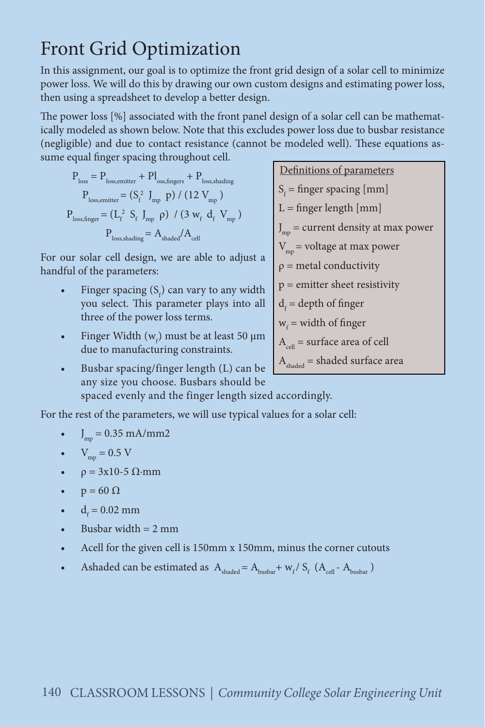# Front Grid Optimization

In this assignment, our goal is to optimize the front grid design of a solar cell to minimize power loss. We will do this by drawing our own custom designs and estimating power loss, then using a spreadsheet to develop a better design.

The power loss [%] associated with the front panel design of a solar cell can be mathematically modeled as shown below. Note that this excludes power loss due to busbar resistance (negligible) and due to contact resistance (cannot be modeled well). These equations assume equal finger spacing throughout cell.

$$P_{loss} = P_{loss,emitter} + Pl_{oss,fingers} + P_{loss,shading}$$

$$P_{loss,emitter} = (S_f^2 \; J_{mp} \; p) \;/\; (12 \; V_{mp})$$

$$P_{loss,finger} = (L_f^2 \; S_f \; J_{mp} \; \rho) \;/\; (3 \; w_f \; d_f \; V_{mp})$$

$$P_{loss,shading} = A_{shaded}/A_{cell}$$

Definitions of parameters

- $S_f$ = finger spacing [mm]
- L = finger length [mm]
- $J_{mp}$ = current density at max power
- $V_{mp}$ = voltage at max power
- ρ = metal conductivity
- p = emitter sheet resistivity
- $d_f$ = depth of finger
- $w_f$ = width of finger
- $A_{cell}$ = surface area of cell
- $A_{shaded}$ = shaded surface area

For our solar cell design, we are able to adjust a handful of the parameters:

- Finger spacing ($S_f$) can vary to any width you select. This parameter plays into all three of the power loss terms.
- Finger Width ($w_f$) must be at least 50 µm due to manufacturing constraints.
- Busbar spacing/finger length (L) can be any size you choose. Busbars should be spaced evenly and the finger length sized accordingly.

For the rest of the parameters, we will use typical values for a solar cell:

- $J_{mp}$ = 0.35 mA/mm2
- $V_{mp}$ = 0.5 V
- ρ = 3x10-5 Ω·mm
- p = 60 Ω
- $d_f$ = 0.02 mm
- Busbar width = 2 mm
- Acell for the given cell is 150mm x 150mm, minus the corner cutouts
- Ashaded can be estimated as $A_{shaded} = A_{busbar} + w_f / S_f \; (A_{cell} - A_{busbar})$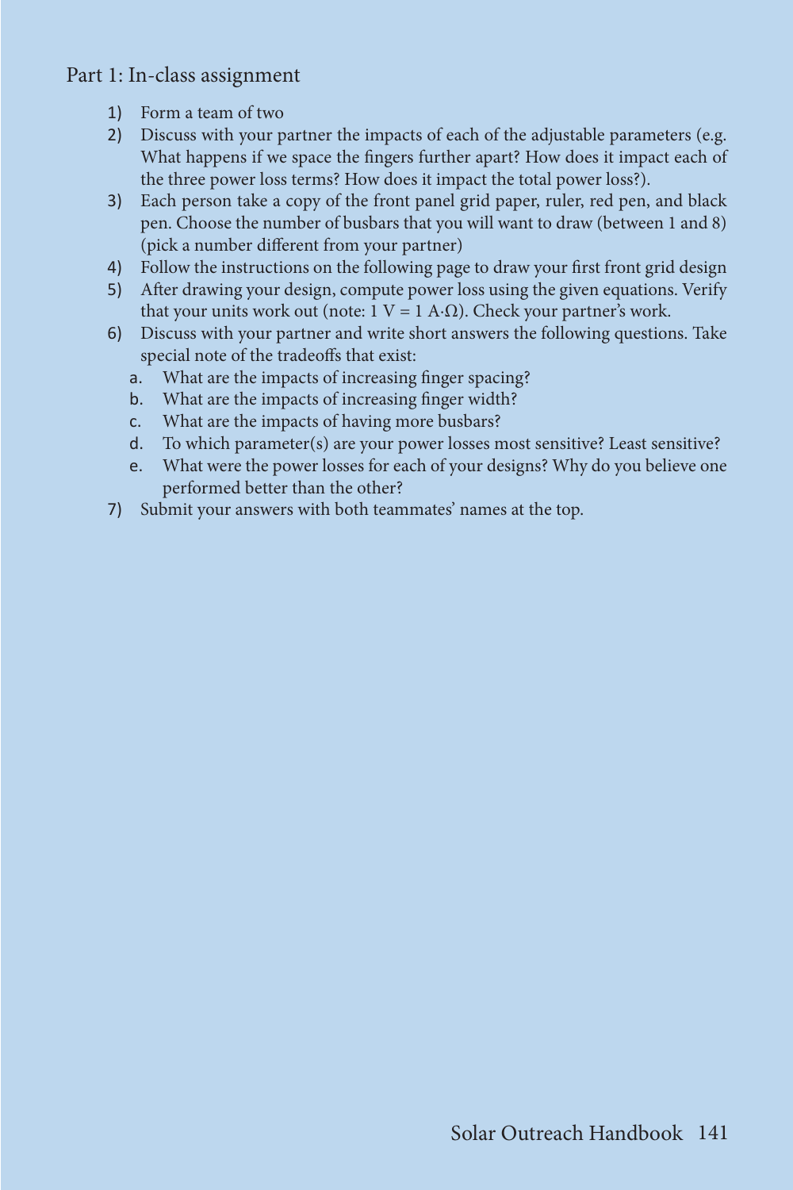## Part 1: In-class assignment

1) Form a team of two
2) Discuss with your partner the impacts of each of the adjustable parameters (e.g. What happens if we space the fingers further apart? How does it impact each of the three power loss terms? How does it impact the total power loss?).
3) Each person take a copy of the front panel grid paper, ruler, red pen, and black pen. Choose the number of busbars that you will want to draw (between 1 and 8) (pick a number different from your partner)
4) Follow the instructions on the following page to draw your first front grid design
5) After drawing your design, compute power loss using the given equations. Verify that your units work out (note: $1\ V = 1\ A{\cdot}\Omega$). Check your partner's work.
6) Discuss with your partner and write short answers the following questions. Take special note of the tradeoffs that exist:
   a. What are the impacts of increasing finger spacing?
   b. What are the impacts of increasing finger width?
   c. What are the impacts of having more busbars?
   d. To which parameter(s) are your power losses most sensitive? Least sensitive?
   e. What were the power losses for each of your designs? Why do you believe one performed better than the other?
7) Submit your answers with both teammates' names at the top.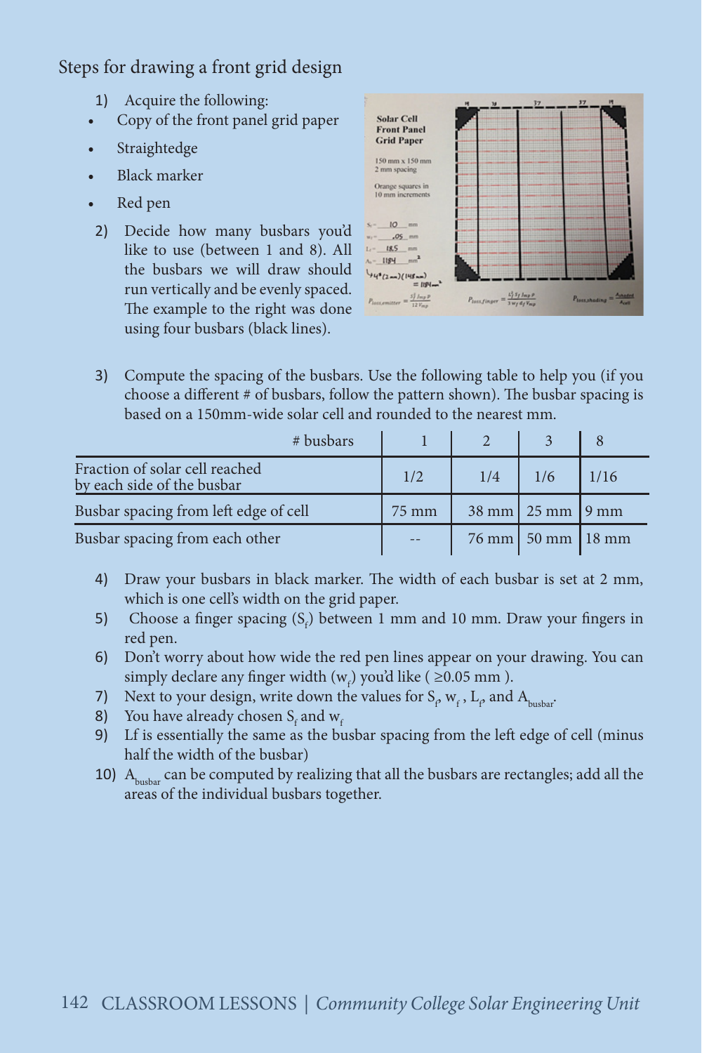Steps for drawing a front grid design

1) Acquire the following:

- Copy of the front panel grid paper
- Straightedge
- Black marker
- Red pen

2) Decide how many busbars you'd like to use (between 1 and 8). All the busbars we will draw should run vertically and be evenly spaced. The example to the right was done using four busbars (black lines).

3) Compute the spacing of the busbars. Use the following table to help you (if you choose a different # of busbars, follow the pattern shown). The busbar spacing is based on a 150mm-wide solar cell and rounded to the nearest mm.

| # busbars | 1 | 2 | 3 | 8 |
|---|---|---|---|---|
| Fraction of solar cell reached by each side of the busbar | 1/2 | 1/4 | 1/6 | 1/16 |
| Busbar spacing from left edge of cell | 75 mm | 38 mm | 25 mm | 9 mm |
| Busbar spacing from each other | -- | 76 mm | 50 mm | 18 mm |

4) Draw your busbars in black marker. The width of each busbar is set at 2 mm, which is one cell's width on the grid paper.
5) Choose a finger spacing ($S_f$) between 1 mm and 10 mm. Draw your fingers in red pen.
6) Don't worry about how wide the red pen lines appear on your drawing. You can simply declare any finger width ($w_f$) you'd like ( ≥0.05 mm ).
7) Next to your design, write down the values for $S_f$, $w_f$ , $L_f$, and $A_{busbar}$.
8) You have already chosen $S_f$ and $w_f$
9) Lf is essentially the same as the busbar spacing from the left edge of cell (minus half the width of the busbar)
10) $A_{busbar}$ can be computed by realizing that all the busbars are rectangles; add all the areas of the individual busbars together.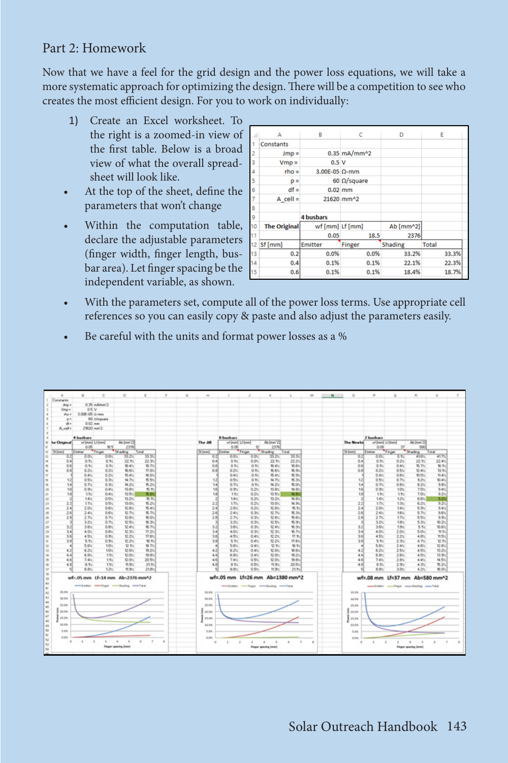## Part 2: Homework

Now that we have a feel for the grid design and the power loss equations, we will take a more systematic approach for optimizing the design. There will be a competition to see who creates the most efficient design. For you to work on individually:

1) Create an Excel worksheet. To the right is a zoomed-in view of the first table. Below is a broad view of what the overall spreadsheet will look like.

- At the top of the sheet, define the parameters that won't change
- Within the computation table, declare the adjustable parameters (finger width, finger length, busbar area). Let finger spacing be the independent variable, as shown.

| | A | B | C | D | E |
|---|---|---|---|---|---|
| 1 | Constants | | | | |
| 2 | Jmp = | 0.35 | mA/mm^2 | | |
| 3 | Vmp = | 0.5 | V | | |
| 4 | rho = | 3.00E-05 | Ω-mm | | |
| 5 | p = | 60 | Ω/square | | |
| 6 | df = | 0.02 | mm | | |
| 7 | A_cell = | 21620 | mm^2 | | |
| 8 | | | | | |
| 9 | | 4 busbars | | | |
| 10 | The Original | wf [mm] | Lf [mm] | Ab [mm^2] | |
| 11 | | 0.05 | 18.5 | 2376 | |
| 12 | Sf [mm] | Emitter | Finger | Shading | Total |
| 13 | 0.2 | 0.0% | 0.0% | 33.2% | 33.3% |
| 14 | 0.4 | 0.1% | 0.1% | 22.1% | 22.3% |
| 15 | 0.6 | 0.1% | 0.1% | 18.4% | 18.7% |

- With the parameters set, compute all of the power loss terms. Use appropriate cell references so you can easily copy & paste and also adjust the parameters easily.
- Be careful with the units and format power losses as a %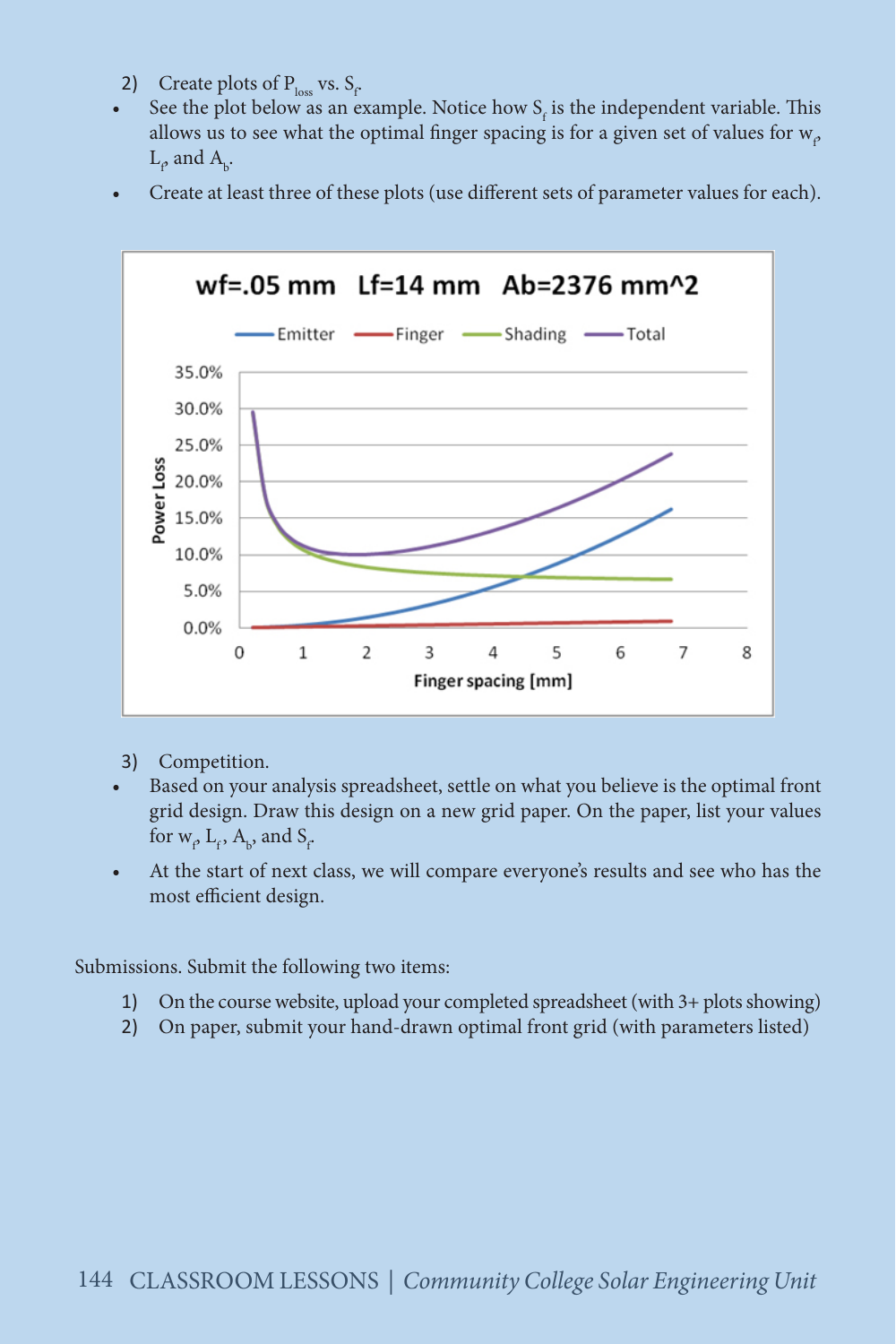2) Create plots of $P_{loss}$ vs. $S_f$.

- See the plot below as an example. Notice how $S_f$ is the independent variable. This allows us to see what the optimal finger spacing is for a given set of values for $w_f$, $L_f$, and $A_b$.
- Create at least three of these plots (use different sets of parameter values for each).

3) Competition.

- Based on your analysis spreadsheet, settle on what you believe is the optimal front grid design. Draw this design on a new grid paper. On the paper, list your values for $w_f$, $L_f$, $A_b$, and $S_f$.
- At the start of next class, we will compare everyone's results and see who has the most efficient design.

Submissions. Submit the following two items:

1) On the course website, upload your completed spreadsheet (with 3+ plots showing)
2) On paper, submit your hand-drawn optimal front grid (with parameters listed)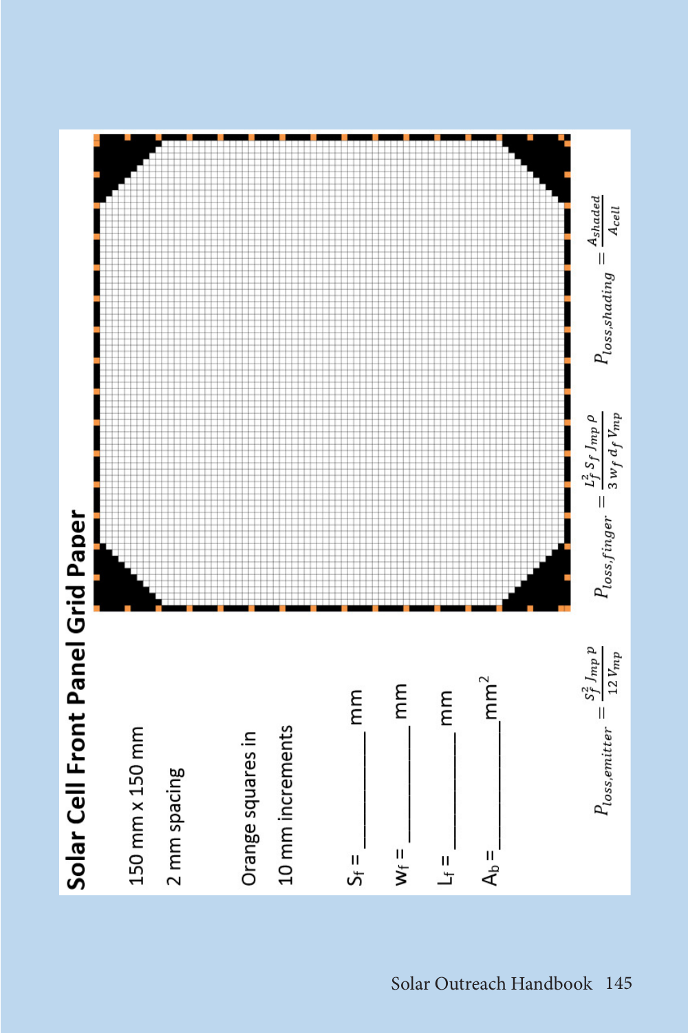# Solar Cell Front Panel Grid Paper

150 mm x 150 mm

2 mm spacing

Orange squares in

10 mm increments

$S_f$ = ____________ mm

$w_f$ = ____________ mm

$L_f$ = ____________ mm

$A_b$ = ____________ $mm^2$

$$P_{loss,emitter} = \frac{S_f^2 \, J_{mp} \, \rho}{12 \, V_{mp}}$$

$$P_{loss,finger} = \frac{L_f^2 \, S_f \, J_{mp} \, \rho}{3 \, w_f \, d_f \, V_{mp}}$$

$$P_{loss,shading} = \frac{A_{shaded}}{A_{cell}}$$